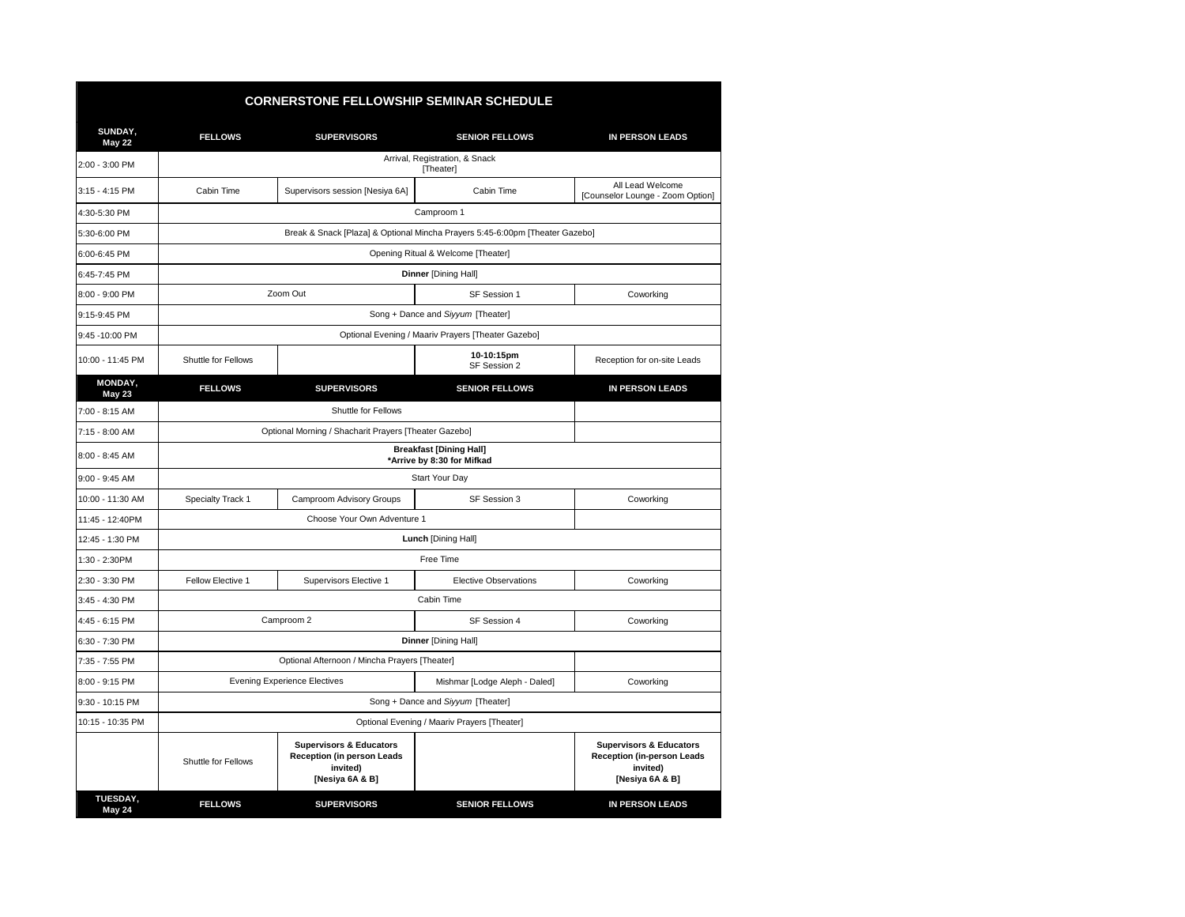# CORNERSTONE FELLOWSHIP SEMINAR SCHEDULE

| SUNDAY, May 22 | FELLOWS | SUPERVISORS | SENIOR FELLOWS | IN PERSON LEADS |
|---|---|---|---|---|
| 2:00 - 3:00 PM | Arrival, Registration, & Snack [Theater] | | | |
| 3:15 - 4:15 PM | Cabin Time | Supervisors session [Nesiya 6A] | Cabin Time | All Lead Welcome [Counselor Lounge - Zoom Option] |
| 4:30-5:30 PM | Camproom 1 | | | |
| 5:30-6:00 PM | Break & Snack [Plaza] & Optional Mincha Prayers 5:45-6:00pm [Theater Gazebo] | | | |
| 6:00-6:45 PM | Opening Ritual & Welcome [Theater] | | | |
| 6:45-7:45 PM | **Dinner** [Dining Hall] | | | |
| 8:00 - 9:00 PM | Zoom Out | | SF Session 1 | Coworking |
| 9:15-9:45 PM | Song + Dance and *Siyyum* [Theater] | | | |
| 9:45 -10:00 PM | Optional Evening / Maariv Prayers [Theater Gazebo] | | | |
| 10:00 - 11:45 PM | Shuttle for Fellows | | **10-10:15pm** SF Session 2 | Reception for on-site Leads |
| **MONDAY, May 23** | **FELLOWS** | **SUPERVISORS** | **SENIOR FELLOWS** | **IN PERSON LEADS** |
| 7:00 - 8:15 AM | Shuttle for Fellows | | | |
| 7:15 - 8:00 AM | Optional Morning / Shacharit Prayers [Theater Gazebo] | | | |
| 8:00 - 8:45 AM | **Breakfast [Dining Hall] *Arrive by 8:30 for Mifkad** | | | |
| 9:00 - 9:45 AM | Start Your Day | | | |
| 10:00 - 11:30 AM | Specialty Track 1 | Camproom Advisory Groups | SF Session 3 | Coworking |
| 11:45 - 12:40PM | Choose Your Own Adventure 1 | | | |
| 12:45 - 1:30 PM | **Lunch** [Dining Hall] | | | |
| 1:30 - 2:30PM | Free Time | | | |
| 2:30 - 3:30 PM | Fellow Elective 1 | Supervisors Elective 1 | Elective Observations | Coworking |
| 3:45 - 4:30 PM | Cabin Time | | | |
| 4:45 - 6:15 PM | Camproom 2 | | SF Session 4 | Coworking |
| 6:30 - 7:30 PM | **Dinner** [Dining Hall] | | | |
| 7:35 - 7:55 PM | Optional Afternoon / Mincha Prayers [Theater] | | | |
| 8:00 - 9:15 PM | Evening Experience Electives | | Mishmar [Lodge Aleph - Daled] | Coworking |
| 9:30 - 10:15 PM | Song + Dance and *Siyyum* [Theater] | | | |
| 10:15 - 10:35 PM | Optional Evening / Maariv Prayers [Theater] | | | |
| | Shuttle for Fellows | **Supervisors & Educators Reception (in person Leads invited) [Nesiya 6A & B]** | | **Supervisors & Educators Reception (in-person Leads invited) [Nesiya 6A & B]** |
| **TUESDAY, May 24** | **FELLOWS** | **SUPERVISORS** | **SENIOR FELLOWS** | **IN PERSON LEADS** |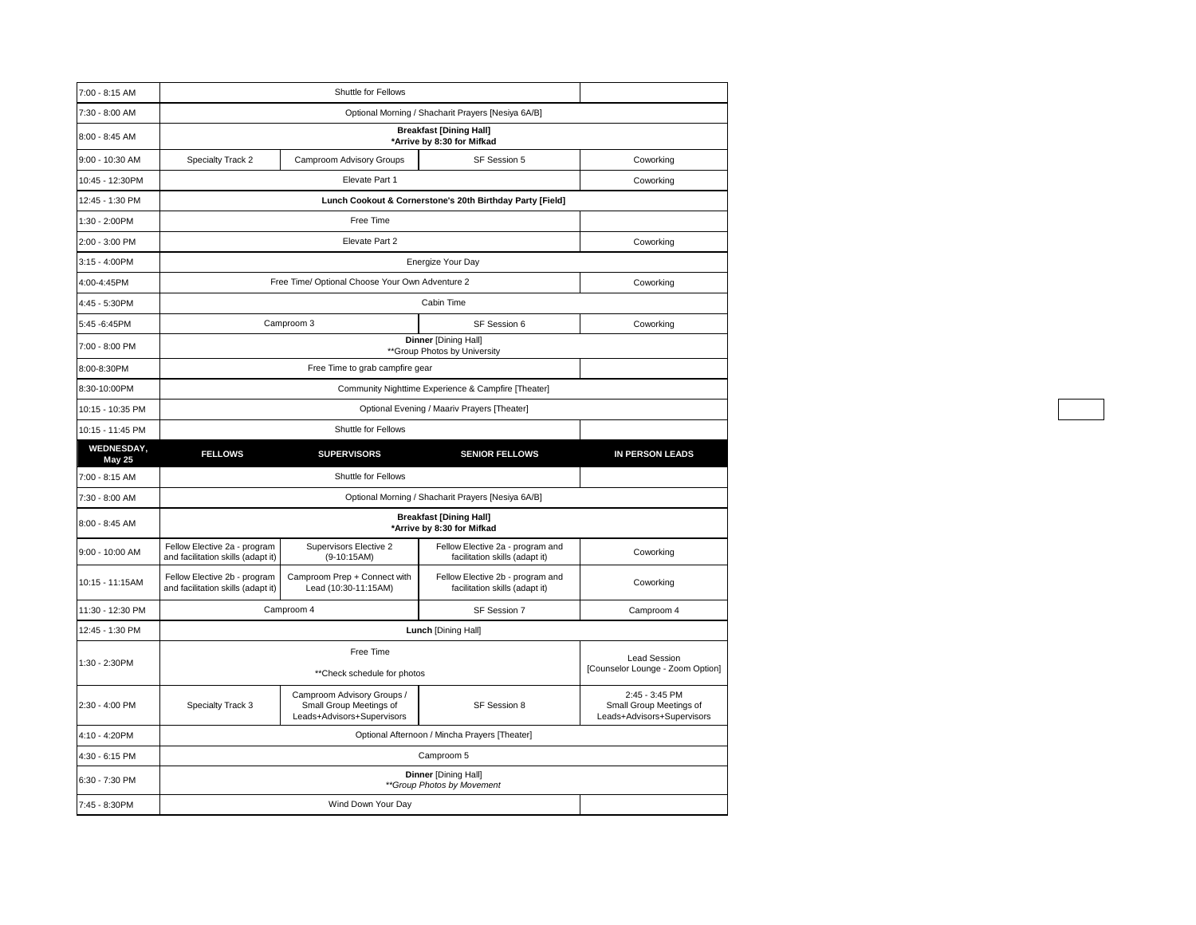| | | | | |
|---|---|---|---|---|
| 7:00 - 8:15 AM | Shuttle for Fellows | | | |
| 7:30 - 8:00 AM | Optional Morning / Shacharit Prayers [Nesiya 6A/B] | | | |
| 8:00 - 8:45 AM | **Breakfast [Dining Hall]** **\*Arrive by 8:30 for Mifkad** | | | |
| 9:00 - 10:30 AM | Specialty Track 2 | Camproom Advisory Groups | SF Session 5 | Coworking |
| 10:45 - 12:30PM | Elevate Part 1 | | | Coworking |
| 12:45 - 1:30 PM | **Lunch Cookout & Cornerstone's 20th Birthday Party [Field]** | | | |
| 1:30 - 2:00PM | Free Time | | | |
| 2:00 - 3:00 PM | Elevate Part 2 | | | Coworking |
| 3:15 - 4:00PM | Energize Your Day | | | |
| 4:00-4:45PM | Free Time/ Optional Choose Your Own Adventure 2 | | | Coworking |
| 4:45 - 5:30PM | Cabin Time | | | |
| 5:45 -6:45PM | Camproom 3 | | SF Session 6 | Coworking |
| 7:00 - 8:00 PM | **Dinner** [Dining Hall] \*\*Group Photos by University | | | |
| 8:00-8:30PM | Free Time to grab campfire gear | | | |
| 8:30-10:00PM | Community Nighttime Experience & Campfire [Theater] | | | |
| 10:15 - 10:35 PM | Optional Evening / Maariv Prayers [Theater] | | | |
| 10:15 - 11:45 PM | Shuttle for Fellows | | | |
| **WEDNESDAY, May 25** | **FELLOWS** | **SUPERVISORS** | **SENIOR FELLOWS** | **IN PERSON LEADS** |
| 7:00 - 8:15 AM | Shuttle for Fellows | | | |
| 7:30 - 8:00 AM | Optional Morning / Shacharit Prayers [Nesiya 6A/B] | | | |
| 8:00 - 8:45 AM | **Breakfast [Dining Hall]** **\*Arrive by 8:30 for Mifkad** | | | |
| 9:00 - 10:00 AM | Fellow Elective 2a - program and facilitation skills (adapt it) | Supervisors Elective 2 (9-10:15AM) | Fellow Elective 2a - program and facilitation skills (adapt it) | Coworking |
| 10:15 - 11:15AM | Fellow Elective 2b - program and facilitation skills (adapt it) | Camproom Prep + Connect with Lead (10:30-11:15AM) | Fellow Elective 2b - program and facilitation skills (adapt it) | Coworking |
| 11:30 - 12:30 PM | Camproom 4 | | SF Session 7 | Camproom 4 |
| 12:45 - 1:30 PM | **Lunch** [Dining Hall] | | | |
| 1:30 - 2:30PM | Free Time \*\*Check schedule for photos | | | Lead Session [Counselor Lounge - Zoom Option] |
| 2:30 - 4:00 PM | Specialty Track 3 | Camproom Advisory Groups / Small Group Meetings of Leads+Advisors+Supervisors | SF Session 8 | 2:45 - 3:45 PM Small Group Meetings of Leads+Advisors+Supervisors |
| 4:10 - 4:20PM | Optional Afternoon / Mincha Prayers [Theater] | | | |
| 4:30 - 6:15 PM | Camproom 5 | | | |
| 6:30 - 7:30 PM | **Dinner** [Dining Hall] *\*\*Group Photos by Movement* | | | |
| 7:45 - 8:30PM | Wind Down Your Day | | | |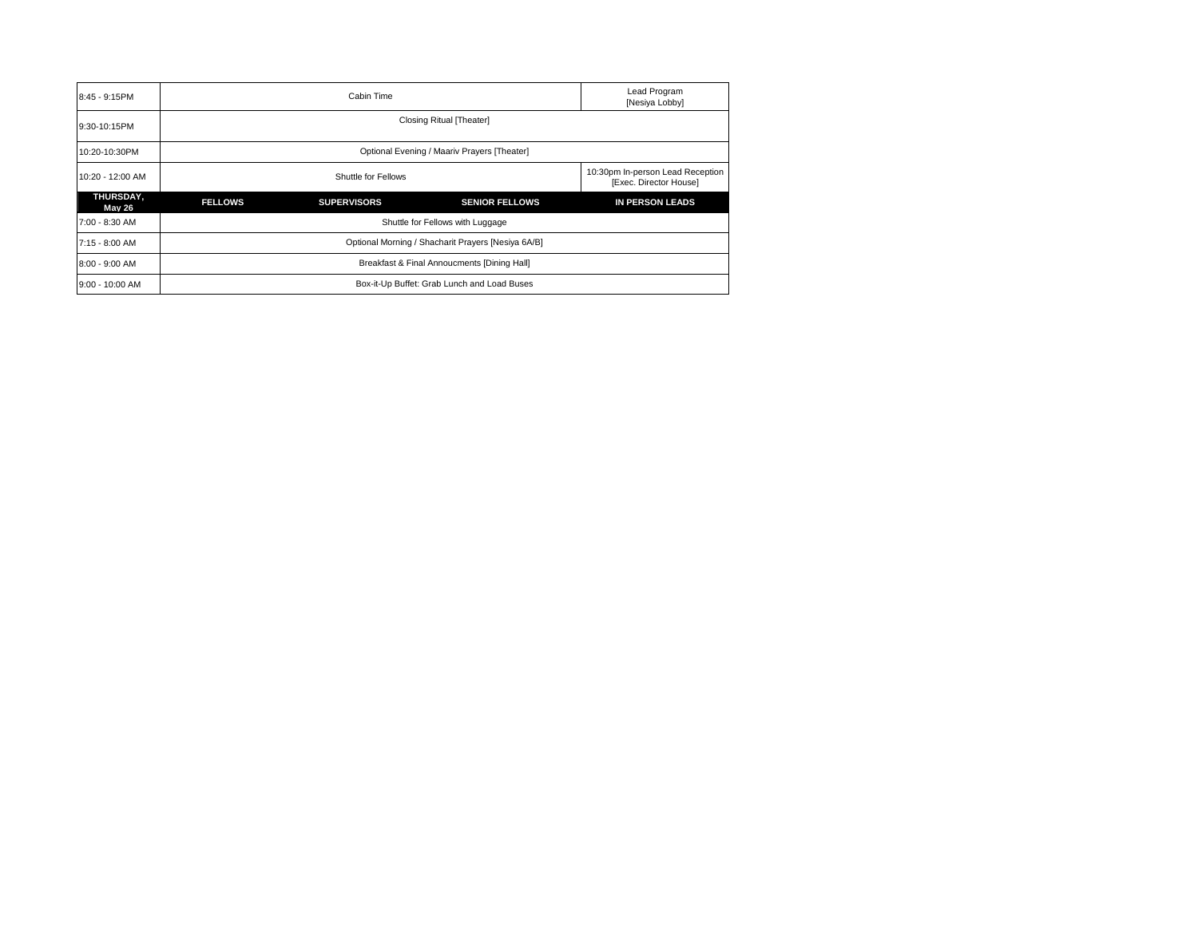| | | | | |
|---|---|---|---|---|
| 8:45 - 9:15PM | Cabin Time | | | Lead Program [Nesiya Lobby] |
| 9:30-10:15PM | Closing Ritual [Theater] | | | |
| 10:20-10:30PM | Optional Evening / Maariv Prayers [Theater] | | | |
| 10:20 - 12:00 AM | Shuttle for Fellows | | | 10:30pm In-person Lead Reception [Exec. Director House] |
| **THURSDAY, May 26** | **FELLOWS** | **SUPERVISORS** | **SENIOR FELLOWS** | **IN PERSON LEADS** |
| 7:00 - 8:30 AM | Shuttle for Fellows with Luggage | | | |
| 7:15 - 8:00 AM | Optional Morning / Shacharit Prayers [Nesiya 6A/B] | | | |
| 8:00 - 9:00 AM | Breakfast & Final Annoucments [Dining Hall] | | | |
| 9:00 - 10:00 AM | Box-it-Up Buffet: Grab Lunch and Load Buses | | | |